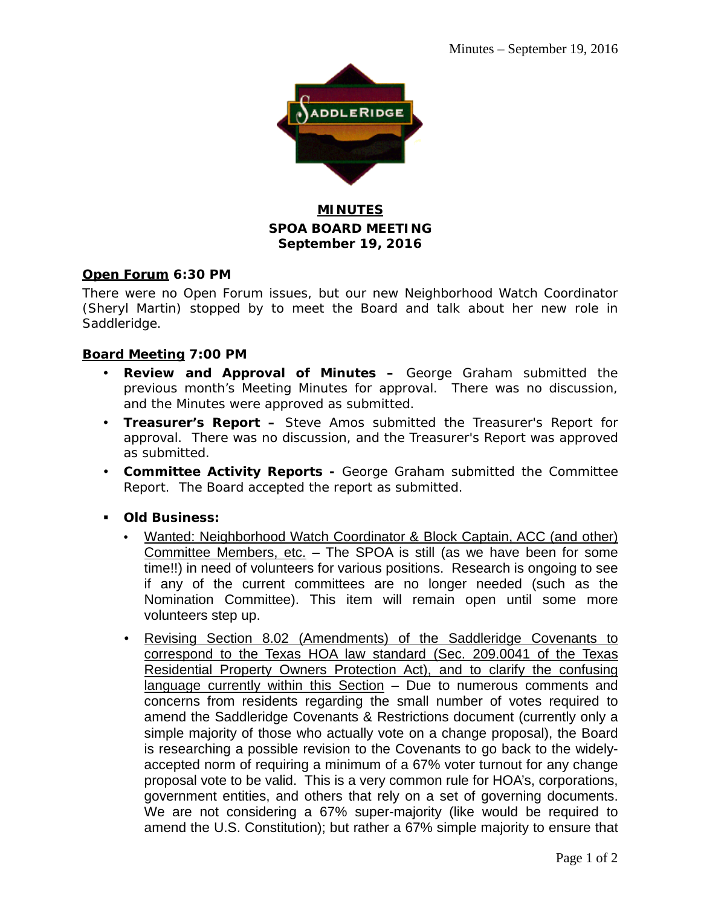# MINUTES

## SPOA BOARD MEETING

### September 19, 2016

**Open Forum 6:30 PM**

There were no Open Forum issues, but our new Neighborhood Watch Coordinator (Sheryl Martin) stopped by to meet the Board and talk about her new role in Saddleridge.

**Board Meeting 7:00 PM**

- **Review and Approval of Minutes –** George Graham submitted the previous month's Meeting Minutes for approval. There was no discussion, and the Minutes were approved as submitted.
- **Treasurer's Report –** Steve Amos submitted the Treasurer's Report for approval. There was no discussion, and the Treasurer's Report was approved as submitted.
- **Committee Activity Reports -** George Graham submitted the Committee Report. The Board accepted the report as submitted.

- **Old Business:**
  - Wanted: Neighborhood Watch Coordinator & Block Captain, ACC (and other) Committee Members, etc. – The SPOA is still (as we have been for some time!!) in need of volunteers for various positions. Research is ongoing to see if any of the current committees are no longer needed (such as the Nomination Committee). This item will remain open until some more volunteers step up.
  - Revising Section 8.02 (Amendments) of the Saddleridge Covenants to correspond to the Texas HOA law standard (Sec. 209.0041 of the Texas Residential Property Owners Protection Act), and to clarify the confusing language currently within this Section – Due to numerous comments and concerns from residents regarding the small number of votes required to amend the Saddleridge Covenants & Restrictions document (currently only a simple majority of those who actually vote on a change proposal), the Board is researching a possible revision to the Covenants to go back to the widely-accepted norm of requiring a minimum of a 67% voter turnout for any change proposal vote to be valid. This is a very common rule for HOA's, corporations, government entities, and others that rely on a set of governing documents. We are not considering a 67% super-majority (like would be required to amend the U.S. Constitution); but rather a 67% simple majority to ensure that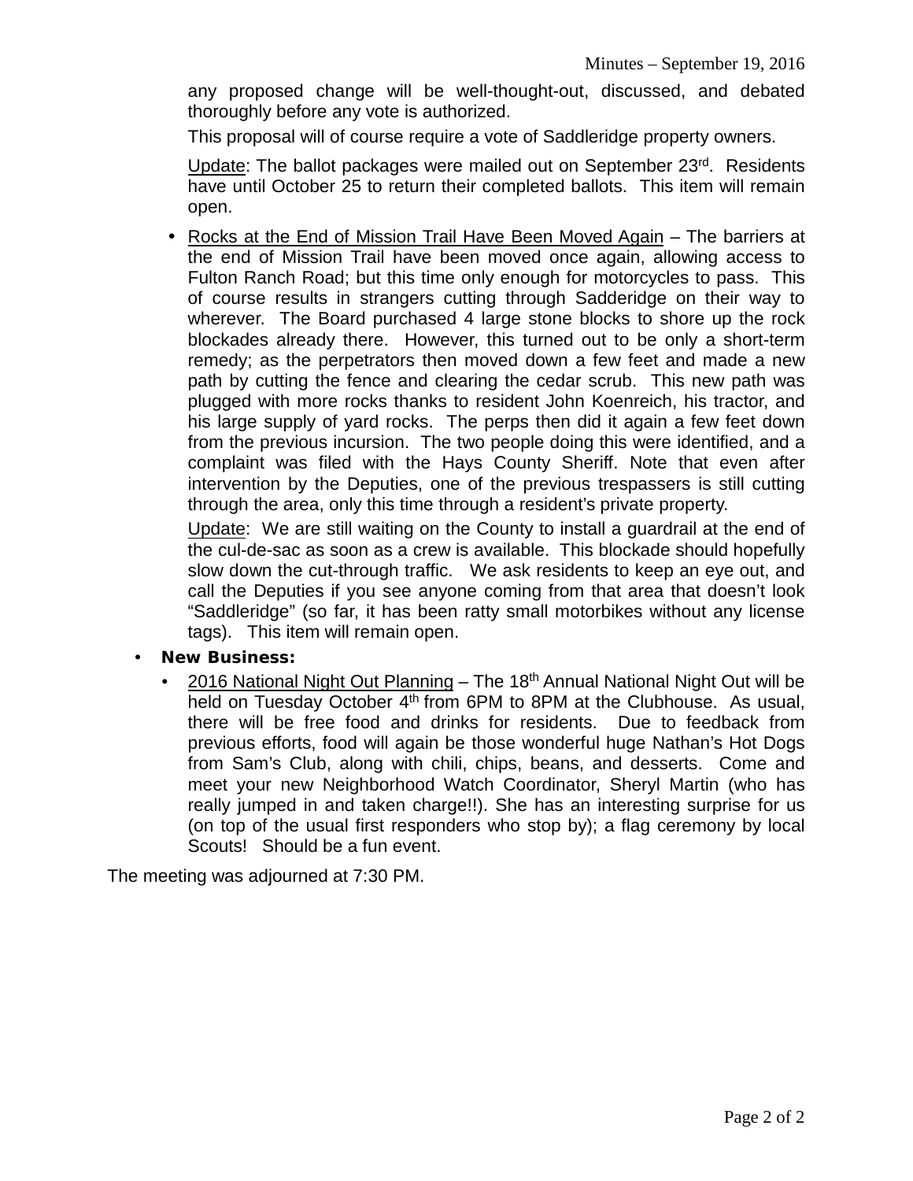any proposed change will be well-thought-out, discussed, and debated thoroughly before any vote is authorized.

This proposal will of course require a vote of Saddleridge property owners.

Update: The ballot packages were mailed out on September 23rd. Residents have until October 25 to return their completed ballots. This item will remain open.

- Rocks at the End of Mission Trail Have Been Moved Again – The barriers at the end of Mission Trail have been moved once again, allowing access to Fulton Ranch Road; but this time only enough for motorcycles to pass. This of course results in strangers cutting through Sadderidge on their way to wherever. The Board purchased 4 large stone blocks to shore up the rock blockades already there. However, this turned out to be only a short-term remedy; as the perpetrators then moved down a few feet and made a new path by cutting the fence and clearing the cedar scrub. This new path was plugged with more rocks thanks to resident John Koenreich, his tractor, and his large supply of yard rocks. The perps then did it again a few feet down from the previous incursion. The two people doing this were identified, and a complaint was filed with the Hays County Sheriff. Note that even after intervention by the Deputies, one of the previous trespassers is still cutting through the area, only this time through a resident's private property.

  Update: We are still waiting on the County to install a guardrail at the end of the cul-de-sac as soon as a crew is available. This blockade should hopefully slow down the cut-through traffic. We ask residents to keep an eye out, and call the Deputies if you see anyone coming from that area that doesn't look "Saddleridge" (so far, it has been ratty small motorbikes without any license tags). This item will remain open.

- **New Business:**
  - 2016 National Night Out Planning – The 18th Annual National Night Out will be held on Tuesday October 4th from 6PM to 8PM at the Clubhouse. As usual, there will be free food and drinks for residents. Due to feedback from previous efforts, food will again be those wonderful huge Nathan's Hot Dogs from Sam's Club, along with chili, chips, beans, and desserts. Come and meet your new Neighborhood Watch Coordinator, Sheryl Martin (who has really jumped in and taken charge!!). She has an interesting surprise for us (on top of the usual first responders who stop by); a flag ceremony by local Scouts! Should be a fun event.

The meeting was adjourned at 7:30 PM.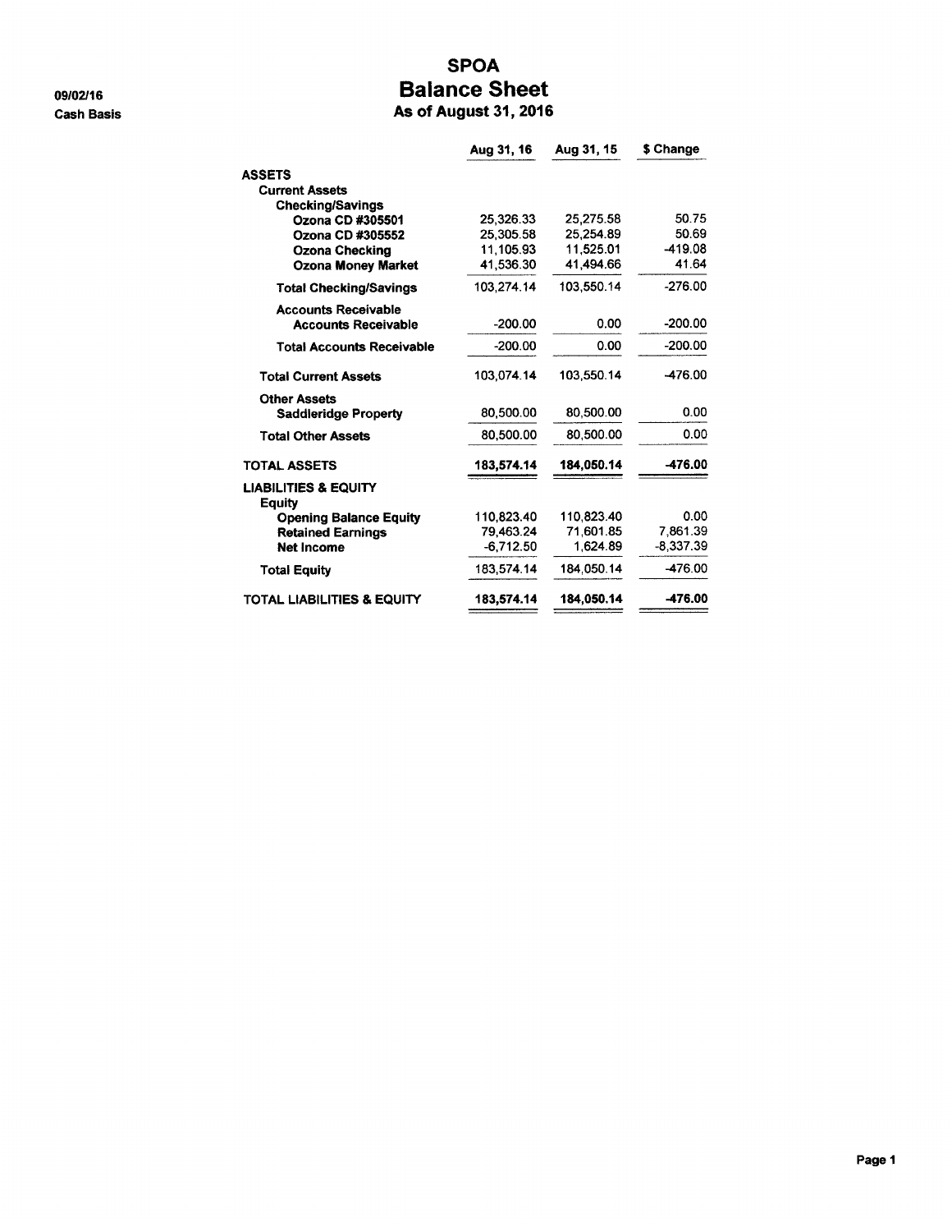09/02/16

Cash Basis

# SPOA
## Balance Sheet
### As of August 31, 2016

| | Aug 31, 16 | Aug 31, 15 | $ Change |
|---|---|---|---|
| **ASSETS** | | | |
| **Current Assets** | | | |
| **Checking/Savings** | | | |
| **Ozona CD #305501** | 25,326.33 | 25,275.58 | 50.75 |
| **Ozona CD #305552** | 25,305.58 | 25,254.89 | 50.69 |
| **Ozona Checking** | 11,105.93 | 11,525.01 | -419.08 |
| **Ozona Money Market** | 41,536.30 | 41,494.66 | 41.64 |
| **Total Checking/Savings** | 103,274.14 | 103,550.14 | -276.00 |
| **Accounts Receivable** | | | |
| **Accounts Receivable** | -200.00 | 0.00 | -200.00 |
| **Total Accounts Receivable** | -200.00 | 0.00 | -200.00 |
| **Total Current Assets** | 103,074.14 | 103,550.14 | -476.00 |
| **Other Assets** | | | |
| **Saddleridge Property** | 80,500.00 | 80,500.00 | 0.00 |
| **Total Other Assets** | 80,500.00 | 80,500.00 | 0.00 |
| **TOTAL ASSETS** | **183,574.14** | **184,050.14** | **-476.00** |
| **LIABILITIES & EQUITY** | | | |
| **Equity** | | | |
| **Opening Balance Equity** | 110,823.40 | 110,823.40 | 0.00 |
| **Retained Earnings** | 79,463.24 | 71,601.85 | 7,861.39 |
| **Net Income** | -6,712.50 | 1,624.89 | -8,337.39 |
| **Total Equity** | 183,574.14 | 184,050.14 | -476.00 |
| **TOTAL LIABILITIES & EQUITY** | **183,574.14** | **184,050.14** | **-476.00** |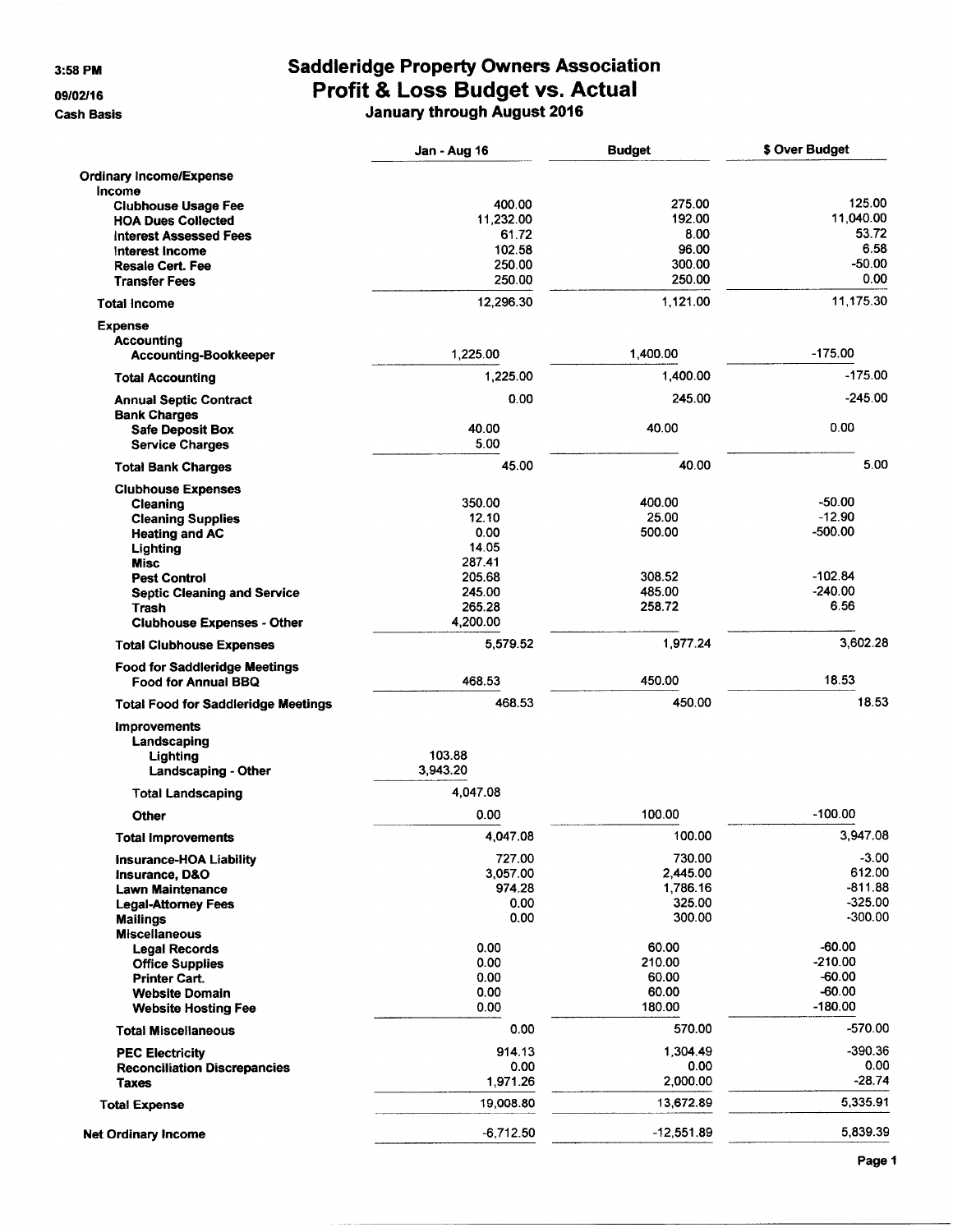3:58 PM

09/02/16

Cash Basis

# Saddleridge Property Owners Association
## Profit & Loss Budget vs. Actual
### January through August 2016

| | Jan - Aug 16 | Budget | $ Over Budget |
|---|---|---|---|
| **Ordinary Income/Expense** | | | |
| **Income** | | | |
| **Clubhouse Usage Fee** | 400.00 | 275.00 | 125.00 |
| **HOA Dues Collected** | 11,232.00 | 192.00 | 11,040.00 |
| **Interest Assessed Fees** | 61.72 | 8.00 | 53.72 |
| **Interest Income** | 102.58 | 96.00 | 6.58 |
| **Resale Cert. Fee** | 250.00 | 300.00 | -50.00 |
| **Transfer Fees** | 250.00 | 250.00 | 0.00 |
| **Total Income** | 12,296.30 | 1,121.00 | 11,175.30 |
| **Expense** | | | |
| **Accounting** | | | |
| **Accounting-Bookkeeper** | 1,225.00 | 1,400.00 | -175.00 |
| **Total Accounting** | 1,225.00 | 1,400.00 | -175.00 |
| **Annual Septic Contract** | 0.00 | 245.00 | -245.00 |
| **Bank Charges** | | | |
| **Safe Deposit Box** | 40.00 | 40.00 | 0.00 |
| **Service Charges** | 5.00 | | |
| **Total Bank Charges** | 45.00 | 40.00 | 5.00 |
| **Clubhouse Expenses** | | | |
| **Cleaning** | 350.00 | 400.00 | -50.00 |
| **Cleaning Supplies** | 12.10 | 25.00 | -12.90 |
| **Heating and AC** | 0.00 | 500.00 | -500.00 |
| **Lighting** | 14.05 | | |
| **Misc** | 287.41 | | |
| **Pest Control** | 205.68 | 308.52 | -102.84 |
| **Septic Cleaning and Service** | 245.00 | 485.00 | -240.00 |
| **Trash** | 265.28 | 258.72 | 6.56 |
| **Clubhouse Expenses - Other** | 4,200.00 | | |
| **Total Clubhouse Expenses** | 5,579.52 | 1,977.24 | 3,602.28 |
| **Food for Saddleridge Meetings** | | | |
| **Food for Annual BBQ** | 468.53 | 450.00 | 18.53 |
| **Total Food for Saddleridge Meetings** | 468.53 | 450.00 | 18.53 |
| **Improvements** | | | |
| **Landscaping** | | | |
| **Lighting** | 103.88 | | |
| **Landscaping - Other** | 3,943.20 | | |
| **Total Landscaping** | 4,047.08 | | |
| **Other** | 0.00 | 100.00 | -100.00 |
| **Total Improvements** | 4,047.08 | 100.00 | 3,947.08 |
| **Insurance-HOA Liability** | 727.00 | 730.00 | -3.00 |
| **Insurance, D&O** | 3,057.00 | 2,445.00 | 612.00 |
| **Lawn Maintenance** | 974.28 | 1,786.16 | -811.88 |
| **Legal-Attorney Fees** | 0.00 | 325.00 | -325.00 |
| **Mailings** | 0.00 | 300.00 | -300.00 |
| **Miscellaneous** | | | |
| **Legal Records** | 0.00 | 60.00 | -60.00 |
| **Office Supplies** | 0.00 | 210.00 | -210.00 |
| **Printer Cart.** | 0.00 | 60.00 | -60.00 |
| **Website Domain** | 0.00 | 60.00 | -60.00 |
| **Website Hosting Fee** | 0.00 | 180.00 | -180.00 |
| **Total Miscellaneous** | 0.00 | 570.00 | -570.00 |
| **PEC Electricity** | 914.13 | 1,304.49 | -390.36 |
| **Reconciliation Discrepancies** | 0.00 | 0.00 | 0.00 |
| **Taxes** | 1,971.26 | 2,000.00 | -28.74 |
| **Total Expense** | 19,008.80 | 13,672.89 | 5,335.91 |
| **Net Ordinary Income** | -6,712.50 | -12,551.89 | 5,839.39 |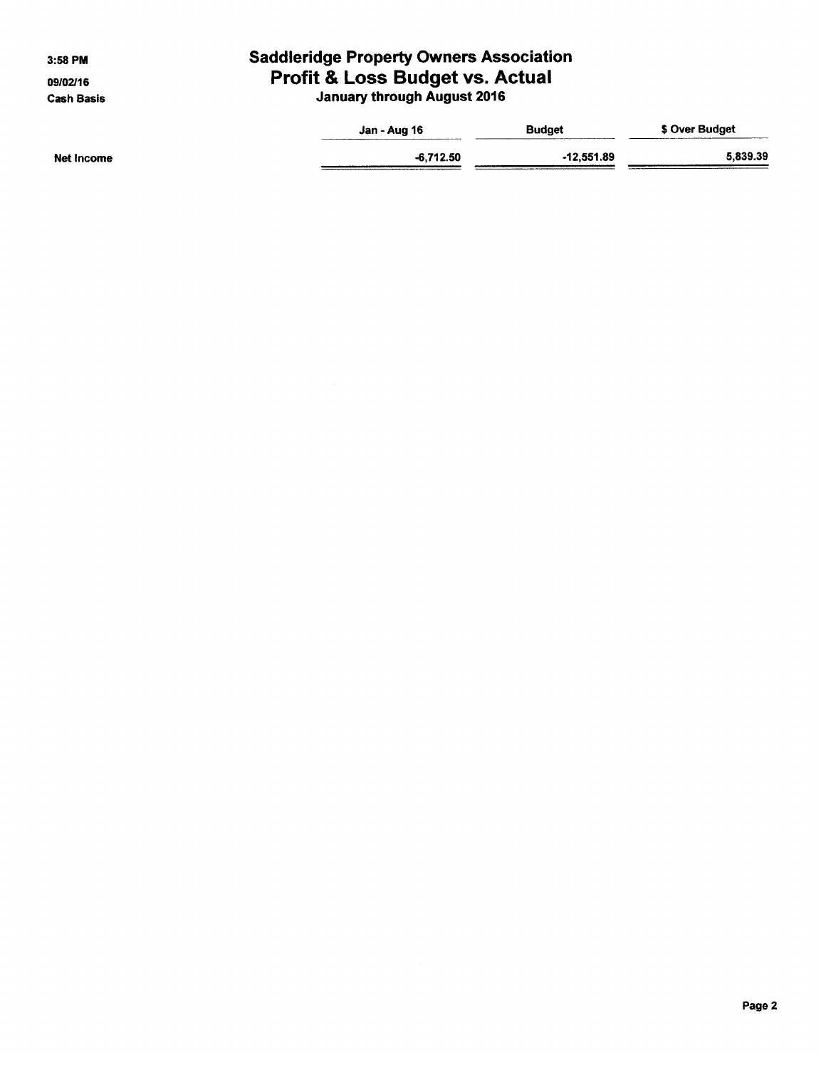# Saddleridge Property Owners Association

## Profit & Loss Budget vs. Actual

### January through August 2016

3:58 PM
09/02/16
Cash Basis

| | Jan - Aug 16 | Budget | $ Over Budget |
|---|---|---|---|
| Net Income | -6,712.50 | -12,551.89 | 5,839.39 |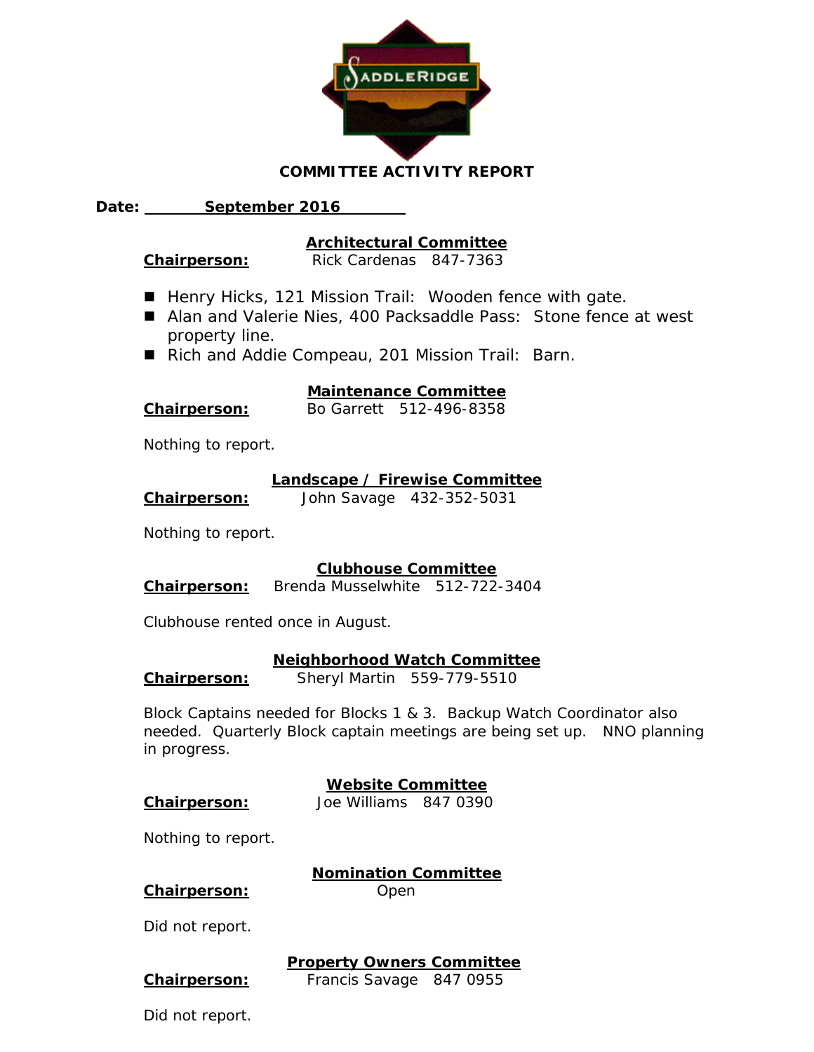# COMMITTEE ACTIVITY REPORT

**Date: September 2016**

## Architectural Committee

**Chairperson:** Rick Cardenas 847-7363

- Henry Hicks, 121 Mission Trail: Wooden fence with gate.
- Alan and Valerie Nies, 400 Packsaddle Pass: Stone fence at west property line.
- Rich and Addie Compeau, 201 Mission Trail: Barn.

## Maintenance Committee

**Chairperson:** Bo Garrett 512-496-8358

Nothing to report.

## Landscape / Firewise Committee

**Chairperson:** John Savage 432-352-5031

Nothing to report.

## Clubhouse Committee

**Chairperson:** Brenda Musselwhite 512-722-3404

Clubhouse rented once in August.

## Neighborhood Watch Committee

**Chairperson:** Sheryl Martin 559-779-5510

Block Captains needed for Blocks 1 & 3. Backup Watch Coordinator also needed. Quarterly Block captain meetings are being set up. NNO planning in progress.

## Website Committee

**Chairperson:** Joe Williams 847 0390

Nothing to report.

## Nomination Committee

**Chairperson:** Open

Did not report.

## Property Owners Committee

**Chairperson:** Francis Savage 847 0955

Did not report.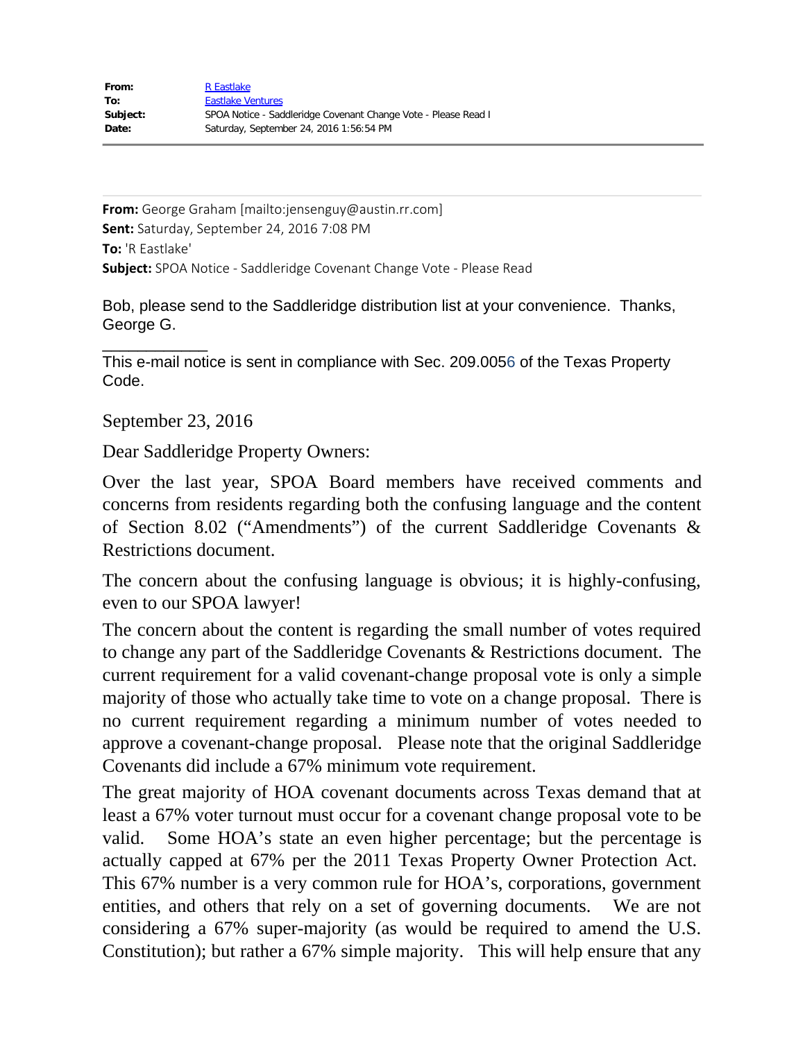| | |
|---|---|
| **From:** | R Eastlake |
| **To:** | Eastlake Ventures |
| **Subject:** | SPOA Notice - Saddleridge Covenant Change Vote - Please Read I |
| **Date:** | Saturday, September 24, 2016 1:56:54 PM |

---

**From:** George Graham [mailto:jensenguy@austin.rr.com]
**Sent:** Saturday, September 24, 2016 7:08 PM
**To:** 'R Eastlake'
**Subject:** SPOA Notice - Saddleridge Covenant Change Vote - Please Read

Bob, please send to the Saddleridge distribution list at your convenience. Thanks, George G.

___________

This e-mail notice is sent in compliance with Sec. 209.0056 of the Texas Property Code.

September 23, 2016

Dear Saddleridge Property Owners:

Over the last year, SPOA Board members have received comments and concerns from residents regarding both the confusing language and the content of Section 8.02 ("Amendments") of the current Saddleridge Covenants & Restrictions document.

The concern about the confusing language is obvious; it is highly-confusing, even to our SPOA lawyer!

The concern about the content is regarding the small number of votes required to change any part of the Saddleridge Covenants & Restrictions document. The current requirement for a valid covenant-change proposal vote is only a simple majority of those who actually take time to vote on a change proposal. There is no current requirement regarding a minimum number of votes needed to approve a covenant-change proposal. Please note that the original Saddleridge Covenants did include a 67% minimum vote requirement.

The great majority of HOA covenant documents across Texas demand that at least a 67% voter turnout must occur for a covenant change proposal vote to be valid. Some HOA's state an even higher percentage; but the percentage is actually capped at 67% per the 2011 Texas Property Owner Protection Act. This 67% number is a very common rule for HOA's, corporations, government entities, and others that rely on a set of governing documents. We are not considering a 67% super-majority (as would be required to amend the U.S. Constitution); but rather a 67% simple majority. This will help ensure that any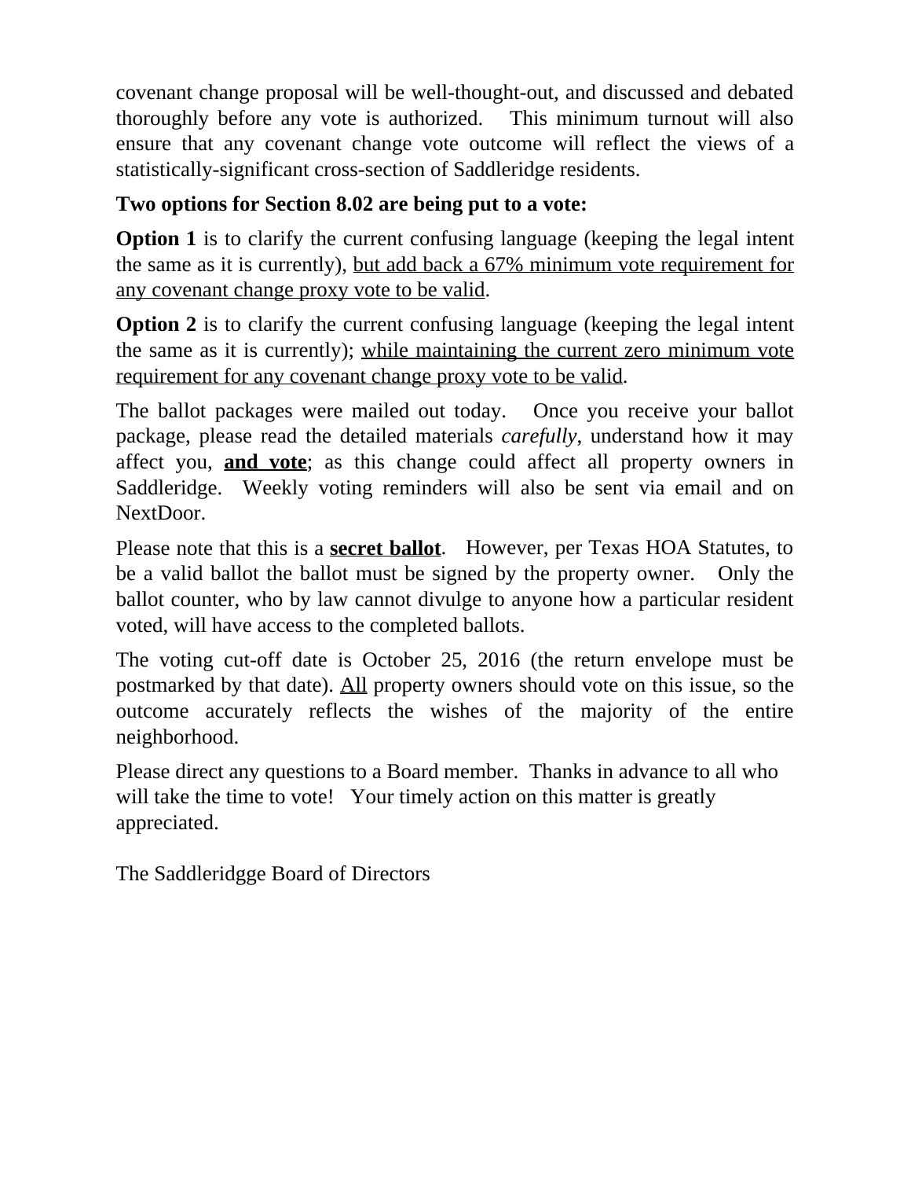covenant change proposal will be well-thought-out, and discussed and debated thoroughly before any vote is authorized. This minimum turnout will also ensure that any covenant change vote outcome will reflect the views of a statistically-significant cross-section of Saddleridge residents.

**Two options for Section 8.02 are being put to a vote:**

**Option 1** is to clarify the current confusing language (keeping the legal intent the same as it is currently), <u>but add back a 67% minimum vote requirement for any covenant change proxy vote to be valid</u>.

**Option 2** is to clarify the current confusing language (keeping the legal intent the same as it is currently); <u>while maintaining the current zero minimum vote requirement for any covenant change proxy vote to be valid</u>.

The ballot packages were mailed out today. Once you receive your ballot package, please read the detailed materials *carefully*, understand how it may affect you, <u>**and vote**</u>; as this change could affect all property owners in Saddleridge. Weekly voting reminders will also be sent via email and on NextDoor.

Please note that this is a <u>**secret ballot**</u>. However, per Texas HOA Statutes, to be a valid ballot the ballot must be signed by the property owner. Only the ballot counter, who by law cannot divulge to anyone how a particular resident voted, will have access to the completed ballots.

The voting cut-off date is October 25, 2016 (the return envelope must be postmarked by that date). <u>All</u> property owners should vote on this issue, so the outcome accurately reflects the wishes of the majority of the entire neighborhood.

Please direct any questions to a Board member. Thanks in advance to all who will take the time to vote! Your timely action on this matter is greatly appreciated.

The Saddleridgge Board of Directors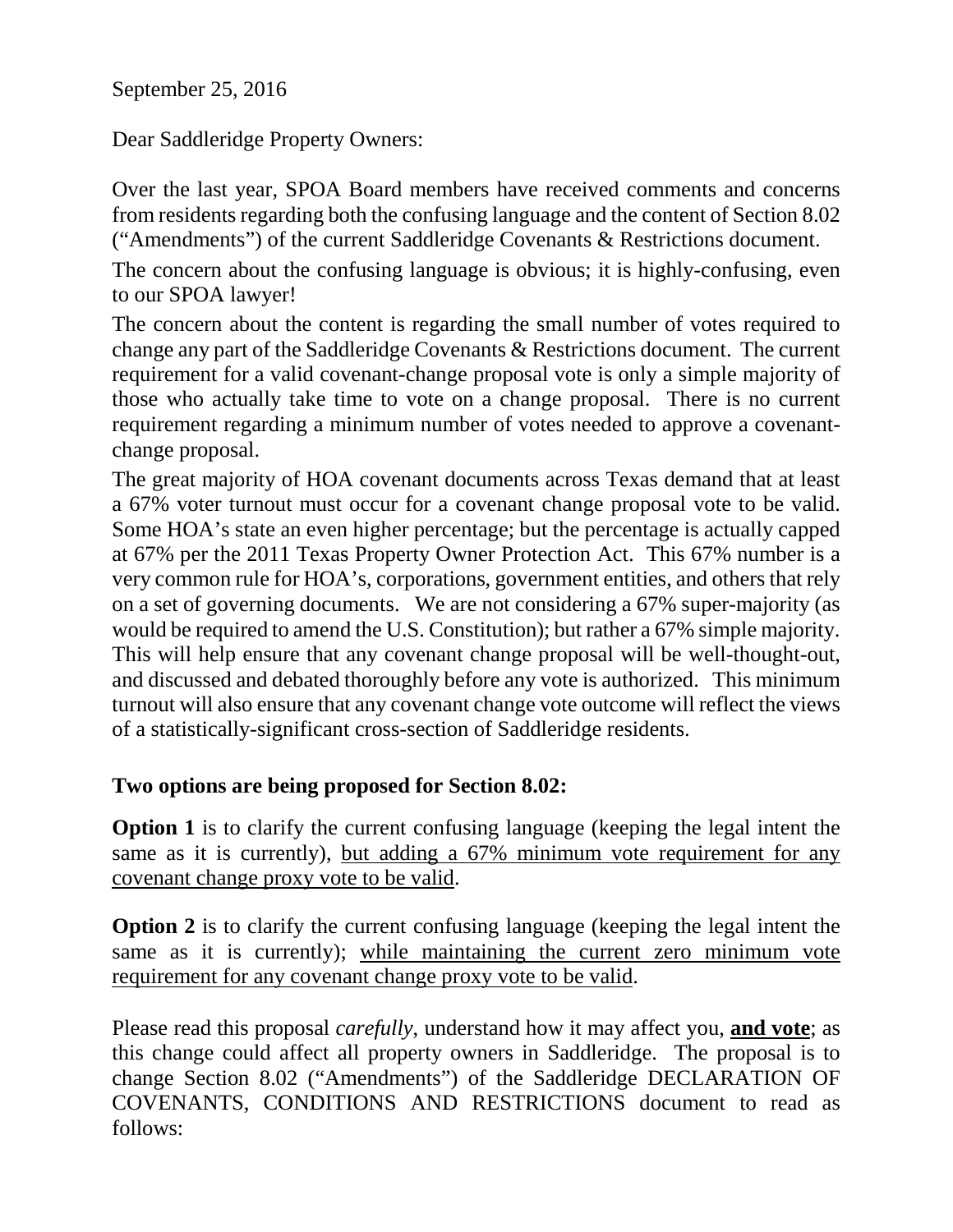September 25, 2016

Dear Saddleridge Property Owners:

Over the last year, SPOA Board members have received comments and concerns from residents regarding both the confusing language and the content of Section 8.02 ("Amendments") of the current Saddleridge Covenants & Restrictions document.

The concern about the confusing language is obvious; it is highly-confusing, even to our SPOA lawyer!

The concern about the content is regarding the small number of votes required to change any part of the Saddleridge Covenants & Restrictions document. The current requirement for a valid covenant-change proposal vote is only a simple majority of those who actually take time to vote on a change proposal. There is no current requirement regarding a minimum number of votes needed to approve a covenant-change proposal.

The great majority of HOA covenant documents across Texas demand that at least a 67% voter turnout must occur for a covenant change proposal vote to be valid. Some HOA's state an even higher percentage; but the percentage is actually capped at 67% per the 2011 Texas Property Owner Protection Act. This 67% number is a very common rule for HOA's, corporations, government entities, and others that rely on a set of governing documents. We are not considering a 67% super-majority (as would be required to amend the U.S. Constitution); but rather a 67% simple majority. This will help ensure that any covenant change proposal will be well-thought-out, and discussed and debated thoroughly before any vote is authorized. This minimum turnout will also ensure that any covenant change vote outcome will reflect the views of a statistically-significant cross-section of Saddleridge residents.

### Two options are being proposed for Section 8.02:

**Option 1** is to clarify the current confusing language (keeping the legal intent the same as it is currently), but adding a 67% minimum vote requirement for any covenant change proxy vote to be valid.

**Option 2** is to clarify the current confusing language (keeping the legal intent the same as it is currently); while maintaining the current zero minimum vote requirement for any covenant change proxy vote to be valid.

Please read this proposal *carefully*, understand how it may affect you, **and vote**; as this change could affect all property owners in Saddleridge. The proposal is to change Section 8.02 ("Amendments") of the Saddleridge DECLARATION OF COVENANTS, CONDITIONS AND RESTRICTIONS document to read as follows: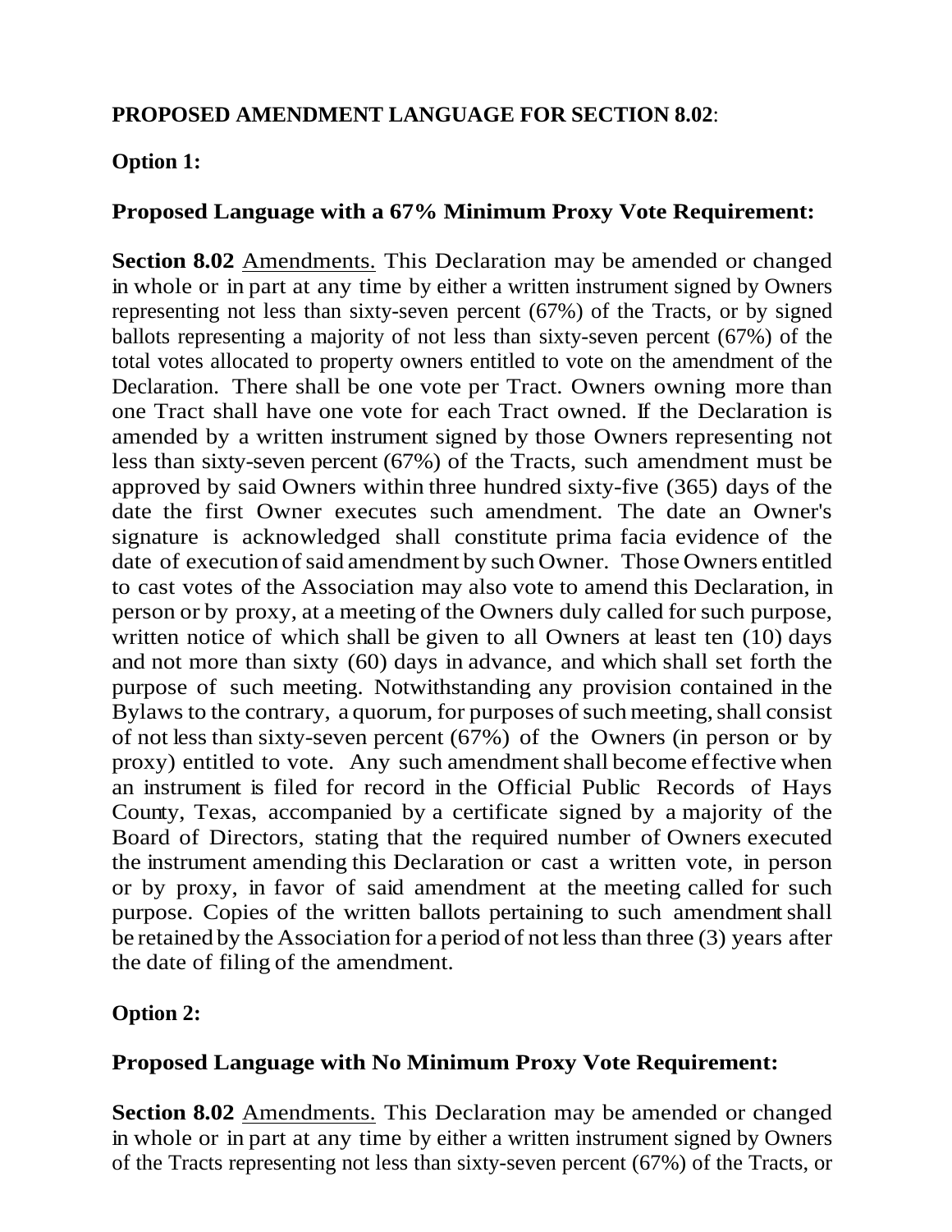**PROPOSED AMENDMENT LANGUAGE FOR SECTION 8.02**:

**Option 1:**

**Proposed Language with a 67% Minimum Proxy Vote Requirement:**

**Section 8.02** Amendments. This Declaration may be amended or changed in whole or in part at any time by either a written instrument signed by Owners representing not less than sixty-seven percent (67%) of the Tracts, or by signed ballots representing a majority of not less than sixty-seven percent (67%) of the total votes allocated to property owners entitled to vote on the amendment of the Declaration. There shall be one vote per Tract. Owners owning more than one Tract shall have one vote for each Tract owned. If the Declaration is amended by a written instrument signed by those Owners representing not less than sixty-seven percent (67%) of the Tracts, such amendment must be approved by said Owners within three hundred sixty-five (365) days of the date the first Owner executes such amendment. The date an Owner's signature is acknowledged shall constitute prima facia evidence of the date of execution of said amendment by such Owner. Those Owners entitled to cast votes of the Association may also vote to amend this Declaration, in person or by proxy, at a meeting of the Owners duly called for such purpose, written notice of which shall be given to all Owners at least ten (10) days and not more than sixty (60) days in advance, and which shall set forth the purpose of such meeting. Notwithstanding any provision contained in the Bylaws to the contrary, a quorum, for purposes of such meeting, shall consist of not less than sixty-seven percent (67%) of the Owners (in person or by proxy) entitled to vote. Any such amendment shall become effective when an instrument is filed for record in the Official Public Records of Hays County, Texas, accompanied by a certificate signed by a majority of the Board of Directors, stating that the required number of Owners executed the instrument amending this Declaration or cast a written vote, in person or by proxy, in favor of said amendment at the meeting called for such purpose. Copies of the written ballots pertaining to such amendment shall be retained by the Association for a period of not less than three (3) years after the date of filing of the amendment.

**Option 2:**

**Proposed Language with No Minimum Proxy Vote Requirement:**

**Section 8.02** Amendments. This Declaration may be amended or changed in whole or in part at any time by either a written instrument signed by Owners of the Tracts representing not less than sixty-seven percent (67%) of the Tracts, or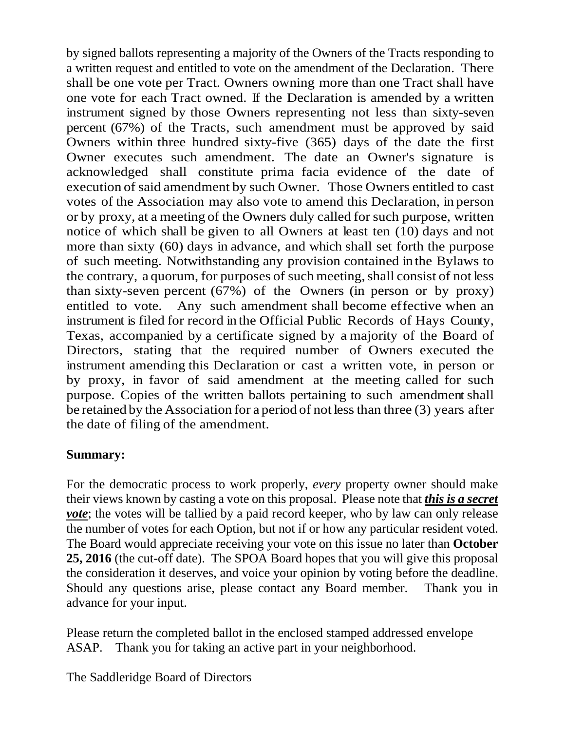by signed ballots representing a majority of the Owners of the Tracts responding to a written request and entitled to vote on the amendment of the Declaration. There shall be one vote per Tract. Owners owning more than one Tract shall have one vote for each Tract owned. If the Declaration is amended by a written instrument signed by those Owners representing not less than sixty-seven percent (67%) of the Tracts, such amendment must be approved by said Owners within three hundred sixty-five (365) days of the date the first Owner executes such amendment. The date an Owner's signature is acknowledged shall constitute prima facia evidence of the date of execution of said amendment by such Owner. Those Owners entitled to cast votes of the Association may also vote to amend this Declaration, in person or by proxy, at a meeting of the Owners duly called for such purpose, written notice of which shall be given to all Owners at least ten (10) days and not more than sixty (60) days in advance, and which shall set forth the purpose of such meeting. Notwithstanding any provision contained in the Bylaws to the contrary, a quorum, for purposes of such meeting, shall consist of not less than sixty-seven percent (67%) of the Owners (in person or by proxy) entitled to vote. Any such amendment shall become effective when an instrument is filed for record in the Official Public Records of Hays County, Texas, accompanied by a certificate signed by a majority of the Board of Directors, stating that the required number of Owners executed the instrument amending this Declaration or cast a written vote, in person or by proxy, in favor of said amendment at the meeting called for such purpose. Copies of the written ballots pertaining to such amendment shall be retained by the Association for a period of not less than three (3) years after the date of filing of the amendment.

**Summary:**

For the democratic process to work properly, *every* property owner should make their views known by casting a vote on this proposal. Please note that ***this is a secret vote***; the votes will be tallied by a paid record keeper, who by law can only release the number of votes for each Option, but not if or how any particular resident voted. The Board would appreciate receiving your vote on this issue no later than **October 25, 2016** (the cut-off date). The SPOA Board hopes that you will give this proposal the consideration it deserves, and voice your opinion by voting before the deadline. Should any questions arise, please contact any Board member. Thank you in advance for your input.

Please return the completed ballot in the enclosed stamped addressed envelope ASAP. Thank you for taking an active part in your neighborhood.

The Saddleridge Board of Directors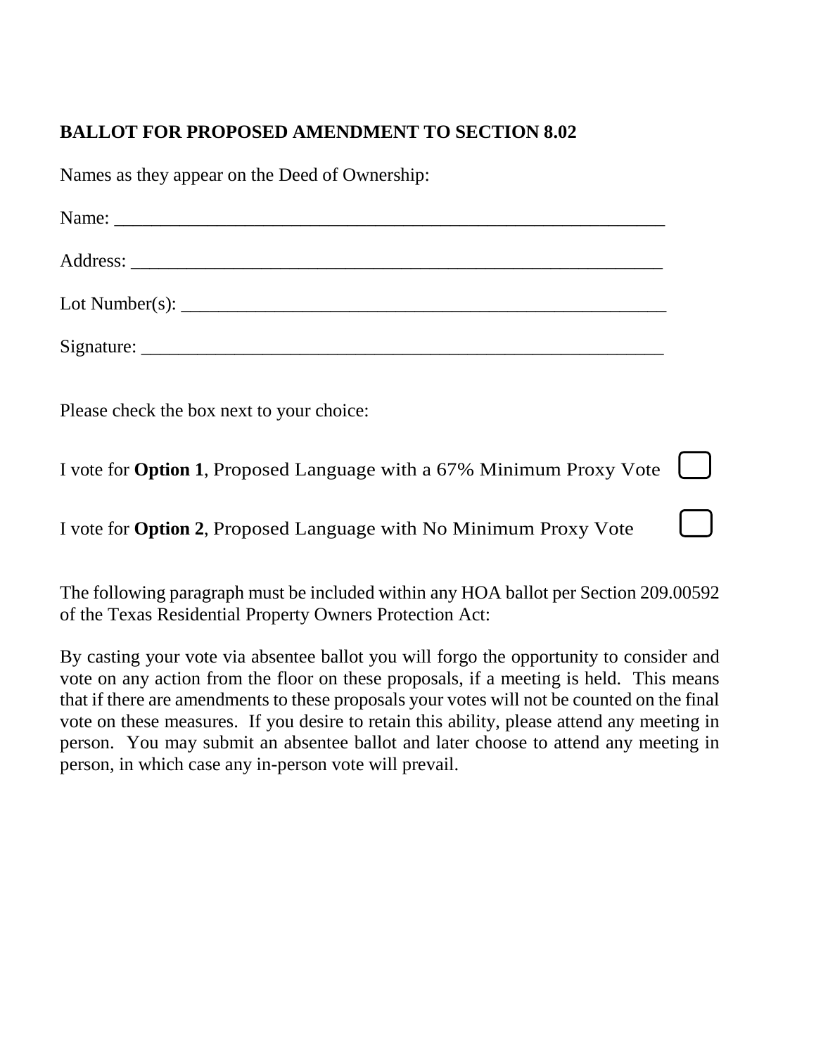## BALLOT FOR PROPOSED AMENDMENT TO SECTION 8.02

Names as they appear on the Deed of Ownership:

Name: ___________________________________________________________

Address: _________________________________________________________

Lot Number(s): ____________________________________________________

Signature: ________________________________________________________

Please check the box next to your choice:

I vote for **Option 1**, Proposed Language with a 67% Minimum Proxy Vote ☐

I vote for **Option 2**, Proposed Language with No Minimum Proxy Vote ☐

The following paragraph must be included within any HOA ballot per Section 209.00592 of the Texas Residential Property Owners Protection Act:

By casting your vote via absentee ballot you will forgo the opportunity to consider and vote on any action from the floor on these proposals, if a meeting is held. This means that if there are amendments to these proposals your votes will not be counted on the final vote on these measures. If you desire to retain this ability, please attend any meeting in person. You may submit an absentee ballot and later choose to attend any meeting in person, in which case any in-person vote will prevail.